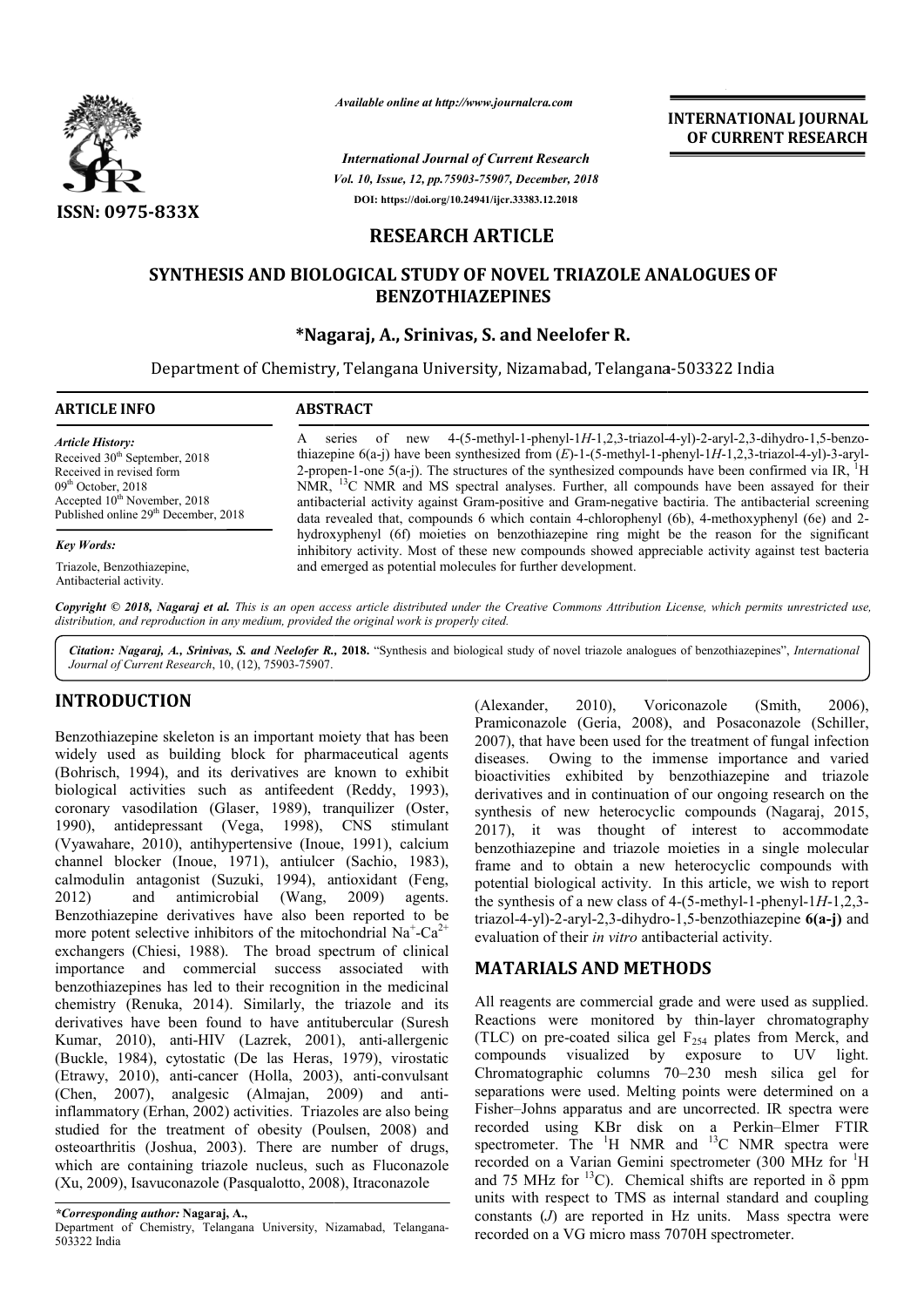*Available online at http://www.journalcra.com*

**INTERNATIONAL JOURNAL OF CURRENT RESEARCH**

*International Journal of Current Research*
*Vol. 10, Issue, 12, pp.75903-75907, December, 2018*
**DOI: https://doi.org/10.24941/ijcr.33383.12.2018**

**ISSN: 0975-833X**

# RESEARCH ARTICLE

# SYNTHESIS AND BIOLOGICAL STUDY OF NOVEL TRIAZOLE ANALOGUES OF BENZOTHIAZEPINES

**\*Nagaraj, A., Srinivas, S. and Neelofer R.**

Department of Chemistry, Telangana University, Nizamabad, Telangana-503322 India

## ARTICLE INFO

*Article History:*
Received 30th September, 2018
Received in revised form
09th October, 2018
Accepted 10th November, 2018
Published online 29th December, 2018

*Key Words:*
Triazole, Benzothiazepine, Antibacterial activity.

## ABSTRACT

A series of new 4-(5-methyl-1-phenyl-1*H*-1,2,3-triazol-4-yl)-2-aryl-2,3-dihydro-1,5-benzothiazepine 6(a-j) have been synthesized from (*E*)-1-(5-methyl-1-phenyl-1*H*-1,2,3-triazol-4-yl)-3-aryl-2-propen-1-one 5(a-j). The structures of the synthesized compounds have been confirmed via IR, $^{1}H$ NMR, $^{13}C$ NMR and MS spectral analyses. Further, all compounds have been assayed for their antibacterial activity against Gram-positive and Gram-negative bactiria. The antibacterial screening data revealed that, compounds 6 which contain 4-chlorophenyl (6b), 4-methoxyphenyl (6e) and 2-hydroxyphenyl (6f) moieties on benzothiazepine ring might be the reason for the significant inhibitory activity. Most of these new compounds showed appreciable activity against test bacteria and emerged as potential molecules for further development.

*Copyright © 2018, Nagaraj et al. This is an open access article distributed under the Creative Commons Attribution License, which permits unrestricted use, distribution, and reproduction in any medium, provided the original work is properly cited.*

*Citation: Nagaraj, A., Srinivas, S. and Neelofer R.,* **2018.** "Synthesis and biological study of novel triazole analogues of benzothiazepines", *International Journal of Current Research*, 10, (12), 75903-75907.

## INTRODUCTION

Benzothiazepine skeleton is an important moiety that has been widely used as building block for pharmaceutical agents (Bohrisch, 1994), and its derivatives are known to exhibit biological activities such as antifeedent (Reddy, 1993), coronary vasodilation (Glaser, 1989), tranquilizer (Oster, 1990), antidepressant (Vega, 1998), CNS stimulant (Vyawahare, 2010), antihypertensive (Inoue, 1991), calcium channel blocker (Inoue, 1971), antiulcer (Sachio, 1983), calmodulin antagonist (Suzuki, 1994), antioxidant (Feng, 2012) and antimicrobial (Wang, 2009) agents. Benzothiazepine derivatives have also been reported to be more potent selective inhibitors of the mitochondrial $Na^{+}$-$Ca^{2+}$ exchangers (Chiesi, 1988). The broad spectrum of clinical importance and commercial success associated with benzothiazepines has led to their recognition in the medicinal chemistry (Renuka, 2014). Similarly, the triazole and its derivatives have been found to have antitubercular (Suresh Kumar, 2010), anti-HIV (Lazrek, 2001), anti-allergenic (Buckle, 1984), cytostatic (De las Heras, 1979), virostatic (Etrawy, 2010), anti-cancer (Holla, 2003), anti-convulsant (Chen, 2007), analgesic (Almajan, 2009) and anti-inflammatory (Erhan, 2002) activities. Triazoles are also being studied for the treatment of obesity (Poulsen, 2008) and osteoarthritis (Joshua, 2003). There are number of drugs, which are containing triazole nucleus, such as Fluconazole (Xu, 2009), Isavuconazole (Pasqualotto, 2008), Itraconazole (Alexander, 2010), Voriconazole (Smith, 2006), Pramiconazole (Geria, 2008), and Posaconazole (Schiller, 2007), that have been used for the treatment of fungal infection diseases. Owing to the immense importance and varied bioactivities exhibited by benzothiazepine and triazole derivatives and in continuation of our ongoing research on the synthesis of new heterocyclic compounds (Nagaraj, 2015, 2017), it was thought of interest to accommodate benzothiazepine and triazole moieties in a single molecular frame and to obtain a new heterocyclic compounds with potential biological activity. In this article, we wish to report the synthesis of a new class of 4-(5-methyl-1-phenyl-1*H*-1,2,3-triazol-4-yl)-2-aryl-2,3-dihydro-1,5-benzothiazepine **6(a-j)** and evaluation of their *in vitro* antibacterial activity.

## MATARIALS AND METHODS

All reagents are commercial grade and were used as supplied. Reactions were monitored by thin-layer chromatography (TLC) on pre-coated silica gel $F_{254}$ plates from Merck, and compounds visualized by exposure to UV light. Chromatographic columns 70–230 mesh silica gel for separations were used. Melting points were determined on a Fisher–Johns apparatus and are uncorrected. IR spectra were recorded using KBr disk on a Perkin–Elmer FTIR spectrometer. The $^{1}H$ NMR and $^{13}C$ NMR spectra were recorded on a Varian Gemini spectrometer (300 MHz for $^{1}H$ and 75 MHz for $^{13}C$). Chemical shifts are reported in δ ppm units with respect to TMS as internal standard and coupling constants (*J*) are reported in Hz units. Mass spectra were recorded on a VG micro mass 7070H spectrometer.

*\*Corresponding author:* **Nagaraj, A.,**
Department of Chemistry, Telangana University, Nizamabad, Telangana-503322 India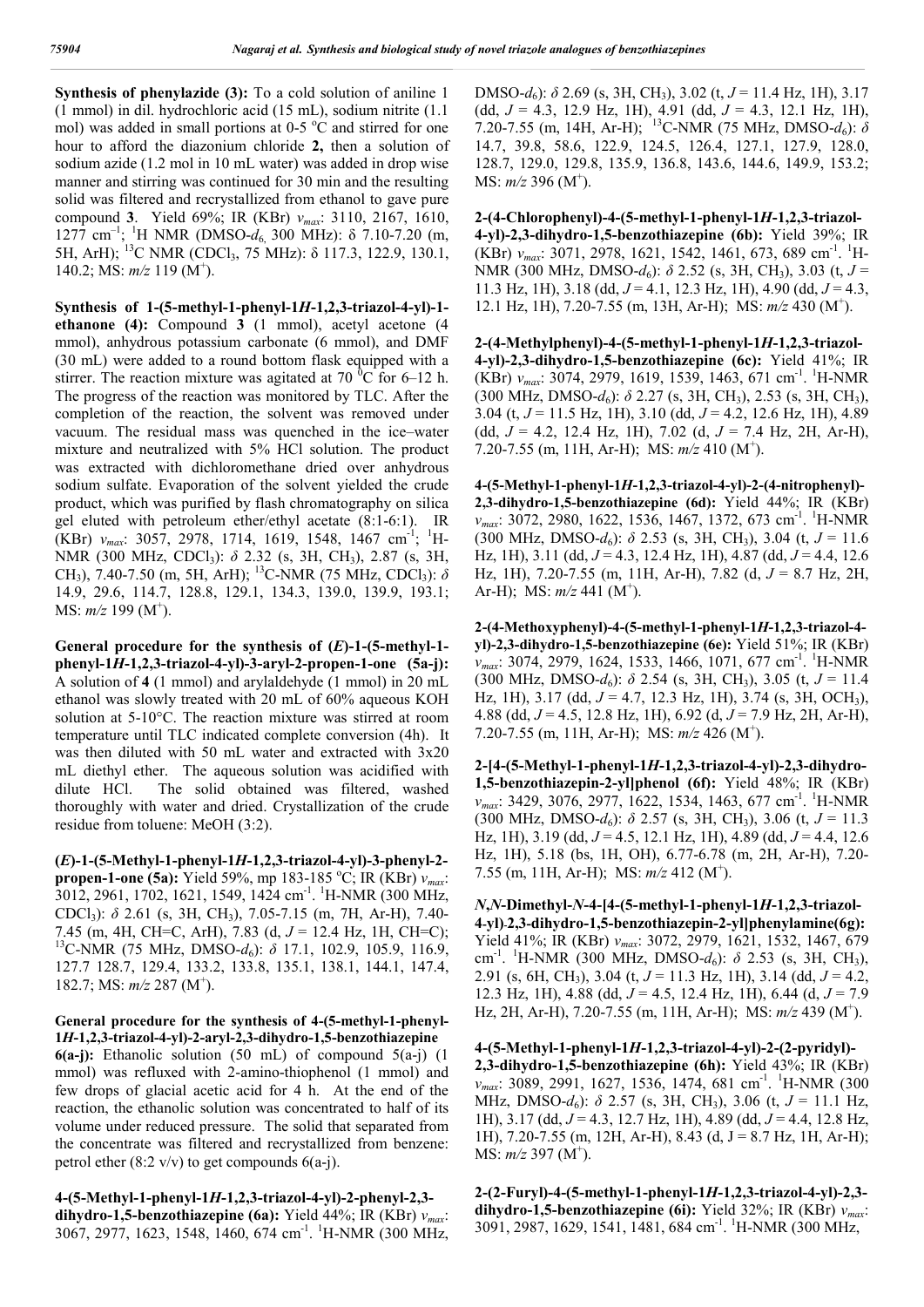**Synthesis of phenylazide (3):** To a cold solution of aniline 1 (1 mmol) in dil. hydrochloric acid (15 mL), sodium nitrite (1.1 mol) was added in small portions at 0-5 °C and stirred for one hour to afford the diazonium chloride **2,** then a solution of sodium azide (1.2 mol in 10 mL water) was added in drop wise manner and stirring was continued for 30 min and the resulting solid was filtered and recrystallized from ethanol to gave pure compound **3**. Yield 69%; IR (KBr) $v_{max}$: 3110, 2167, 1610, 1277 cm$^{-1}$; $^1$H NMR (DMSO-$d_6$, 300 MHz): δ 7.10-7.20 (m, 5H, ArH); $^{13}$C NMR (CDCl$_3$, 75 MHz): δ 117.3, 122.9, 130.1, 140.2; MS: *m/z* 119 (M$^+$).

**Synthesis of 1-(5-methyl-1-phenyl-1*H*-1,2,3-triazol-4-yl)-1-ethanone (4):** Compound **3** (1 mmol), acetyl acetone (4 mmol), anhydrous potassium carbonate (6 mmol), and DMF (30 mL) were added to a round bottom flask equipped with a stirrer. The reaction mixture was agitated at 70 $^0$C for 6–12 h. The progress of the reaction was monitored by TLC. After the completion of the reaction, the solvent was removed under vacuum. The residual mass was quenched in the ice–water mixture and neutralized with 5% HCl solution. The product was extracted with dichloromethane dried over anhydrous sodium sulfate. Evaporation of the solvent yielded the crude product, which was purified by flash chromatography on silica gel eluted with petroleum ether/ethyl acetate (8:1-6:1). IR (KBr) $v_{max}$: 3057, 2978, 1714, 1619, 1548, 1467 cm$^{-1}$; $^1$H-NMR (300 MHz, CDCl$_3$): *δ* 2.32 (s, 3H, CH$_3$), 2.87 (s, 3H, CH$_3$), 7.40-7.50 (m, 5H, ArH); $^{13}$C-NMR (75 MHz, CDCl$_3$): *δ* 14.9, 29.6, 114.7, 128.8, 129.1, 134.3, 139.0, 139.9, 193.1; MS: *m/z* 199 (M$^+$).

**General procedure for the synthesis of (*E*)-1-(5-methyl-1-phenyl-1*H*-1,2,3-triazol-4-yl)-3-aryl-2-propen-1-one (5a-j):** A solution of **4** (1 mmol) and arylaldehyde (1 mmol) in 20 mL ethanol was slowly treated with 20 mL of 60% aqueous KOH solution at 5-10°C. The reaction mixture was stirred at room temperature until TLC indicated complete conversion (4h). It was then diluted with 50 mL water and extracted with 3x20 mL diethyl ether. The aqueous solution was acidified with dilute HCl. The solid obtained was filtered, washed thoroughly with water and dried. Crystallization of the crude residue from toluene: MeOH (3:2).

**(*E*)-1-(5-Methyl-1-phenyl-1*H*-1,2,3-triazol-4-yl)-3-phenyl-2-propen-1-one (5a):** Yield 59%, mp 183-185 °C; IR (KBr) $v_{max}$: 3012, 2961, 1702, 1621, 1549, 1424 cm$^{-1}$. $^1$H-NMR (300 MHz, CDCl$_3$): *δ* 2.61 (s, 3H, CH$_3$), 7.05-7.15 (m, 7H, Ar-H), 7.40-7.45 (m, 4H, CH=C, ArH), 7.83 (d, *J* = 12.4 Hz, 1H, CH=C); $^{13}$C-NMR (75 MHz, DMSO-$d_6$): *δ* 17.1, 102.9, 105.9, 116.9, 127.7 128.7, 129.4, 133.2, 133.8, 135.1, 138.1, 144.1, 147.4, 182.7; MS: *m/z* 287 (M$^+$).

**General procedure for the synthesis of 4-(5-methyl-1-phenyl-1*H*-1,2,3-triazol-4-yl)-2-aryl-2,3-dihydro-1,5-benzothiazepine 6(a-j):** Ethanolic solution (50 mL) of compound 5(a-j) (1 mmol) was refluxed with 2-amino-thiophenol (1 mmol) and few drops of glacial acetic acid for 4 h. At the end of the reaction, the ethanolic solution was concentrated to half of its volume under reduced pressure. The solid that separated from the concentrate was filtered and recrystallized from benzene: petrol ether (8:2 v/v) to get compounds 6(a-j).

**4-(5-Methyl-1-phenyl-1*H*-1,2,3-triazol-4-yl)-2-phenyl-2,3-dihydro-1,5-benzothiazepine (6a):** Yield 44%; IR (KBr) $v_{max}$: 3067, 2977, 1623, 1548, 1460, 674 cm$^{-1}$. $^1$H-NMR (300 MHz, DMSO-$d_6$): *δ* 2.69 (s, 3H, CH$_3$), 3.02 (t, *J* = 11.4 Hz, 1H), 3.17 (dd, *J* = 4.3, 12.9 Hz, 1H), 4.91 (dd, *J* = 4.3, 12.1 Hz, 1H), 7.20-7.55 (m, 14H, Ar-H); $^{13}$C-NMR (75 MHz, DMSO-$d_6$): *δ* 14.7, 39.8, 58.6, 122.9, 124.5, 126.4, 127.1, 127.9, 128.0, 128.7, 129.0, 129.8, 135.9, 136.8, 143.6, 144.6, 149.9, 153.2; MS: *m/z* 396 (M$^+$).

**2-(4-Chlorophenyl)-4-(5-methyl-1-phenyl-1*H*-1,2,3-triazol-4-yl)-2,3-dihydro-1,5-benzothiazepine (6b):** Yield 39%; IR (KBr) $v_{max}$: 3071, 2978, 1621, 1542, 1461, 673, 689 cm$^{-1}$. $^1$H-NMR (300 MHz, DMSO-$d_6$): *δ* 2.52 (s, 3H, CH$_3$), 3.03 (t, *J* = 11.3 Hz, 1H), 3.18 (dd, *J* = 4.1, 12.3 Hz, 1H), 4.90 (dd, *J* = 4.3, 12.1 Hz, 1H), 7.20-7.55 (m, 13H, Ar-H); MS: *m/z* 430 (M$^+$).

**2-(4-Methylphenyl)-4-(5-methyl-1-phenyl-1*H*-1,2,3-triazol-4-yl)-2,3-dihydro-1,5-benzothiazepine (6c):** Yield 41%; IR (KBr) $v_{max}$: 3074, 2979, 1619, 1539, 1463, 671 cm$^{-1}$. $^1$H-NMR (300 MHz, DMSO-$d_6$): *δ* 2.27 (s, 3H, CH$_3$), 2.53 (s, 3H, CH$_3$), 3.04 (t, *J* = 11.5 Hz, 1H), 3.10 (dd, *J* = 4.2, 12.6 Hz, 1H), 4.89 (dd, *J* = 4.2, 12.4 Hz, 1H), 7.02 (d, *J* = 7.4 Hz, 2H, Ar-H), 7.20-7.55 (m, 11H, Ar-H); MS: *m/z* 410 (M$^+$).

**4-(5-Methyl-1-phenyl-1*H*-1,2,3-triazol-4-yl)-2-(4-nitrophenyl)-2,3-dihydro-1,5-benzothiazepine (6d):** Yield 44%; IR (KBr) $v_{max}$: 3072, 2980, 1622, 1536, 1467, 1372, 673 cm$^{-1}$. $^1$H-NMR (300 MHz, DMSO-$d_6$): *δ* 2.53 (s, 3H, CH$_3$), 3.04 (t, *J* = 11.6 Hz, 1H), 3.11 (dd, *J* = 4.3, 12.4 Hz, 1H), 4.87 (dd, *J* = 4.4, 12.6 Hz, 1H), 7.20-7.55 (m, 11H, Ar-H), 7.82 (d, *J* = 8.7 Hz, 2H, Ar-H); MS: *m/z* 441 (M$^+$).

**2-(4-Methoxyphenyl)-4-(5-methyl-1-phenyl-1*H*-1,2,3-triazol-4-yl)-2,3-dihydro-1,5-benzothiazepine (6e):** Yield 51%; IR (KBr) $v_{max}$: 3074, 2979, 1624, 1533, 1466, 1071, 677 cm$^{-1}$. $^1$H-NMR (300 MHz, DMSO-$d_6$): *δ* 2.54 (s, 3H, CH$_3$), 3.05 (t, *J* = 11.4 Hz, 1H), 3.17 (dd, *J* = 4.7, 12.3 Hz, 1H), 3.74 (s, 3H, OCH$_3$), 4.88 (dd, *J* = 4.5, 12.8 Hz, 1H), 6.92 (d, *J* = 7.9 Hz, 2H, Ar-H), 7.20-7.55 (m, 11H, Ar-H); MS: *m/z* 426 (M$^+$).

**2-[4-(5-Methyl-1-phenyl-1*H*-1,2,3-triazol-4-yl)-2,3-dihydro-1,5-benzothiazepin-2-yl]phenol (6f):** Yield 48%; IR (KBr) $v_{max}$: 3429, 3076, 2977, 1622, 1534, 1463, 677 cm$^{-1}$. $^1$H-NMR (300 MHz, DMSO-$d_6$): *δ* 2.57 (s, 3H, CH$_3$), 3.06 (t, *J* = 11.3 Hz, 1H), 3.19 (dd, *J* = 4.5, 12.1 Hz, 1H), 4.89 (dd, *J* = 4.4, 12.6 Hz, 1H), 5.18 (bs, 1H, OH), 6.77-6.78 (m, 2H, Ar-H), 7.20-7.55 (m, 11H, Ar-H); MS: *m/z* 412 (M$^+$).

***N*,*N*-Dimethyl-*N*-4-[4-(5-methyl-1-phenyl-1*H*-1,2,3-triazol-4-yl)-2,3-dihydro-1,5-benzothiazepin-2-yl]phenylamine(6g):** Yield 41%; IR (KBr) $v_{max}$: 3072, 2979, 1621, 1532, 1467, 679 cm$^{-1}$. $^1$H-NMR (300 MHz, DMSO-$d_6$): *δ* 2.53 (s, 3H, CH$_3$), 2.91 (s, 6H, CH$_3$), 3.04 (t, *J* = 11.3 Hz, 1H), 3.14 (dd, *J* = 4.2, 12.3 Hz, 1H), 4.88 (dd, *J* = 4.5, 12.4 Hz, 1H), 6.44 (d, *J* = 7.9 Hz, 2H, Ar-H), 7.20-7.55 (m, 11H, Ar-H); MS: *m/z* 439 (M$^+$).

**4-(5-Methyl-1-phenyl-1*H*-1,2,3-triazol-4-yl)-2-(2-pyridyl)-2,3-dihydro-1,5-benzothiazepine (6h):** Yield 43%; IR (KBr) $v_{max}$: 3089, 2991, 1627, 1536, 1474, 681 cm$^{-1}$. $^1$H-NMR (300 MHz, DMSO-$d_6$): *δ* 2.57 (s, 3H, CH$_3$), 3.06 (t, *J* = 11.1 Hz, 1H), 3.17 (dd, *J* = 4.3, 12.7 Hz, 1H), 4.89 (dd, *J* = 4.4, 12.8 Hz, 1H), 7.20-7.55 (m, 12H, Ar-H), 8.43 (d, J = 8.7 Hz, 1H, Ar-H); MS: *m/z* 397 (M$^+$).

**2-(2-Furyl)-4-(5-methyl-1-phenyl-1*H*-1,2,3-triazol-4-yl)-2,3-dihydro-1,5-benzothiazepine (6i):** Yield 32%; IR (KBr) $v_{max}$: 3091, 2987, 1629, 1541, 1481, 684 cm$^{-1}$. $^1$H-NMR (300 MHz,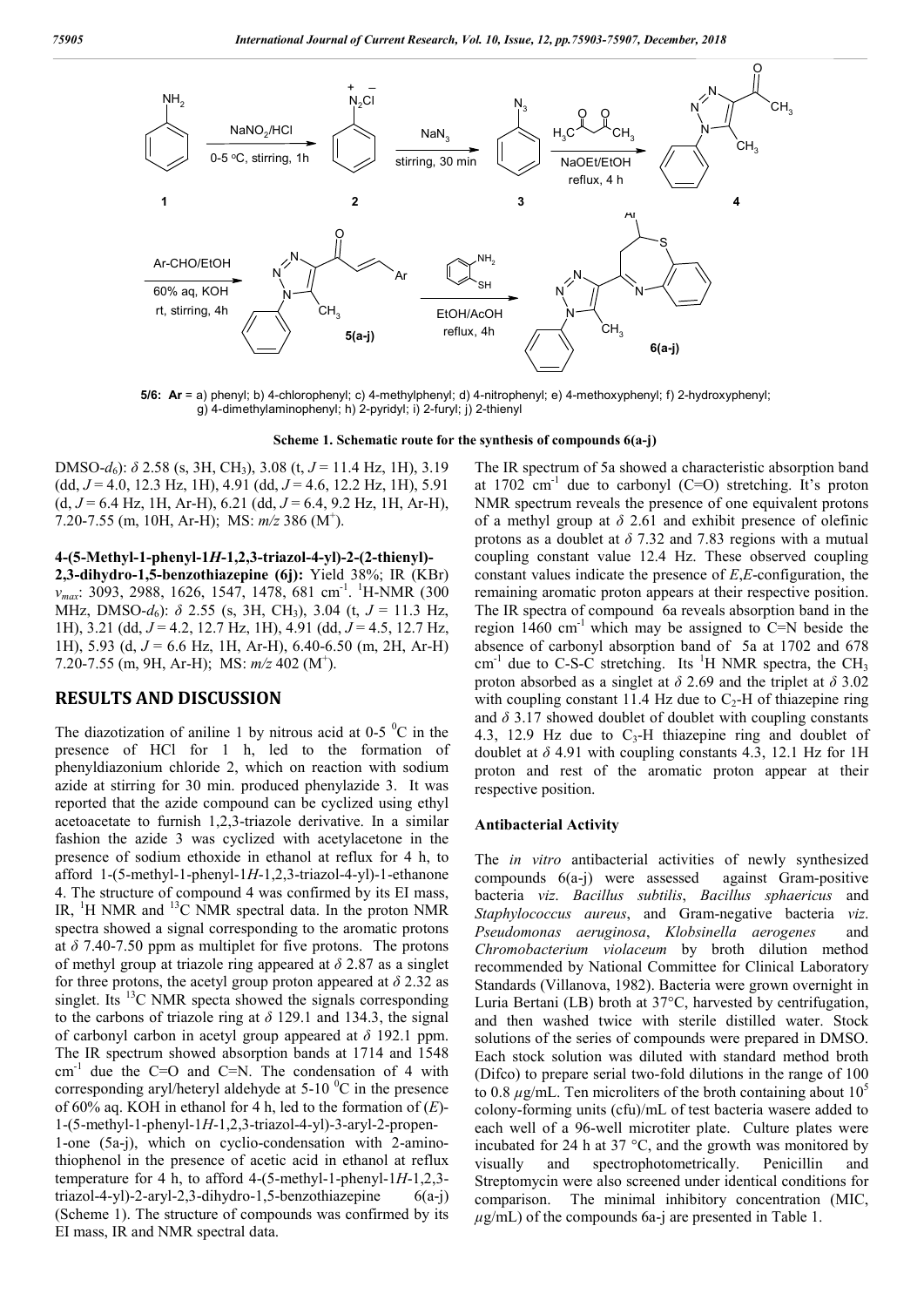5/6: **Ar** = a) phenyl; b) 4-chlorophenyl; c) 4-methylphenyl; d) 4-nitrophenyl; e) 4-methoxyphenyl; f) 2-hydroxyphenyl; g) 4-dimethylaminophenyl; h) 2-pyridyl; i) 2-furyl; j) 2-thienyl

**Scheme 1. Schematic route for the synthesis of compounds 6(a-j)**

DMSO-$d_6$): $\delta$ 2.58 (s, 3H, $CH_3$), 3.08 (t, $J$ = 11.4 Hz, 1H), 3.19 (dd, $J$ = 4.0, 12.3 Hz, 1H), 4.91 (dd, $J$ = 4.6, 12.2 Hz, 1H), 5.91 (d, $J$ = 6.4 Hz, 1H, Ar-H), 6.21 (dd, $J$ = 6.4, 9.2 Hz, 1H, Ar-H), 7.20-7.55 (m, 10H, Ar-H); MS: $m/z$ 386 ($M^+$).

**4-(5-Methyl-1-phenyl-1*H*-1,2,3-triazol-4-yl)-2-(2-thienyl)-2,3-dihydro-1,5-benzothiazepine (6j):** Yield 38%; IR (KBr) $v_{max}$: 3093, 2988, 1626, 1547, 1478, 681 $cm^{-1}$. $^1$H-NMR (300 MHz, DMSO-$d_6$): $\delta$ 2.55 (s, 3H, $CH_3$), 3.04 (t, $J$ = 11.3 Hz, 1H), 3.21 (dd, $J$ = 4.2, 12.7 Hz, 1H), 4.91 (dd, $J$ = 4.5, 12.7 Hz, 1H), 5.93 (d, $J$ = 6.6 Hz, 1H, Ar-H), 6.40-6.50 (m, 2H, Ar-H) 7.20-7.55 (m, 9H, Ar-H); MS: $m/z$ 402 ($M^+$).

## RESULTS AND DISCUSSION

The diazotization of aniline 1 by nitrous acid at 0-5 $^0$C in the presence of HCl for 1 h, led to the formation of phenyldiazonium chloride 2, which on reaction with sodium azide at stirring for 30 min. produced phenylazide 3. It was reported that the azide compound can be cyclized using ethyl acetoacetate to furnish 1,2,3-triazole derivative. In a similar fashion the azide 3 was cyclized with acetylacetone in the presence of sodium ethoxide in ethanol at reflux for 4 h, to afford 1-(5-methyl-1-phenyl-1*H*-1,2,3-triazol-4-yl)-1-ethanone 4. The structure of compound 4 was confirmed by its EI mass, IR, $^1$H NMR and $^{13}$C NMR spectral data. In the proton NMR spectra showed a signal corresponding to the aromatic protons at $\delta$ 7.40-7.50 ppm as multiplet for five protons. The protons of methyl group at triazole ring appeared at $\delta$ 2.87 as a singlet for three protons, the acetyl group proton appeared at $\delta$ 2.32 as singlet. Its $^{13}$C NMR specta showed the signals corresponding to the carbons of triazole ring at $\delta$ 129.1 and 134.3, the signal of carbonyl carbon in acetyl group appeared at $\delta$ 192.1 ppm. The IR spectrum showed absorption bands at 1714 and 1548 $cm^{-1}$ due the C=O and C=N. The condensation of 4 with corresponding aryl/heteryl aldehyde at 5-10 $^0$C in the presence of 60% aq. KOH in ethanol for 4 h, led to the formation of (*E*)-1-(5-methyl-1-phenyl-1*H*-1,2,3-triazol-4-yl)-3-aryl-2-propen-1-one (5a-j), which on cyclio-condensation with 2-amino-thiophenol in the presence of acetic acid in ethanol at reflux temperature for 4 h, to afford 4-(5-methyl-1-phenyl-1*H*-1,2,3-triazol-4-yl)-2-aryl-2,3-dihydro-1,5-benzothiazepine 6(a-j) (Scheme 1). The structure of compounds was confirmed by its EI mass, IR and NMR spectral data.

The IR spectrum of 5a showed a characteristic absorption band at 1702 $cm^{-1}$ due to carbonyl (C=O) stretching. It's proton NMR spectrum reveals the presence of one equivalent protons of a methyl group at $\delta$ 2.61 and exhibit presence of olefinic protons as a doublet at $\delta$ 7.32 and 7.83 regions with a mutual coupling constant value 12.4 Hz. These observed coupling constant values indicate the presence of *E*,*E*-configuration, the remaining aromatic proton appears at their respective position. The IR spectra of compound 6a reveals absorption band in the region 1460 $cm^{-1}$ which may be assigned to C=N beside the absence of carbonyl absorption band of 5a at 1702 and 678 $cm^{-1}$ due to C-S-C stretching. Its $^1$H NMR spectra, the $CH_3$ proton absorbed as a singlet at $\delta$ 2.69 and the triplet at $\delta$ 3.02 with coupling constant 11.4 Hz due to $C_2$-H of thiazepine ring and $\delta$ 3.17 showed doublet of doublet with coupling constants 4.3, 12.9 Hz due to $C_3$-H thiazepine ring and doublet of doublet at $\delta$ 4.91 with coupling constants 4.3, 12.1 Hz for 1H proton and rest of the aromatic proton appear at their respective position.

### Antibacterial Activity

The *in vitro* antibacterial activities of newly synthesized compounds 6(a-j) were assessed against Gram-positive bacteria *viz*. *Bacillus subtilis*, *Bacillus sphaericus* and *Staphylococcus aureus*, and Gram-negative bacteria *viz*. *Pseudomonas aeruginosa*, *Klobsinella aerogenes* and *Chromobacterium violaceum* by broth dilution method recommended by National Committee for Clinical Laboratory Standards (Villanova, 1982). Bacteria were grown overnight in Luria Bertani (LB) broth at 37°C, harvested by centrifugation, and then washed twice with sterile distilled water. Stock solutions of the series of compounds were prepared in DMSO. Each stock solution was diluted with standard method broth (Difco) to prepare serial two-fold dilutions in the range of 100 to 0.8 $\mu$g/mL. Ten microliters of the broth containing about $10^5$ colony-forming units (cfu)/mL of test bacteria wasere added to each well of a 96-well microtiter plate. Culture plates were incubated for 24 h at 37 °C, and the growth was monitored by visually and spectrophotometrically. Penicillin and Streptomycin were also screened under identical conditions for comparison. The minimal inhibitory concentration (MIC, $\mu$g/mL) of the compounds 6a-j are presented in Table 1.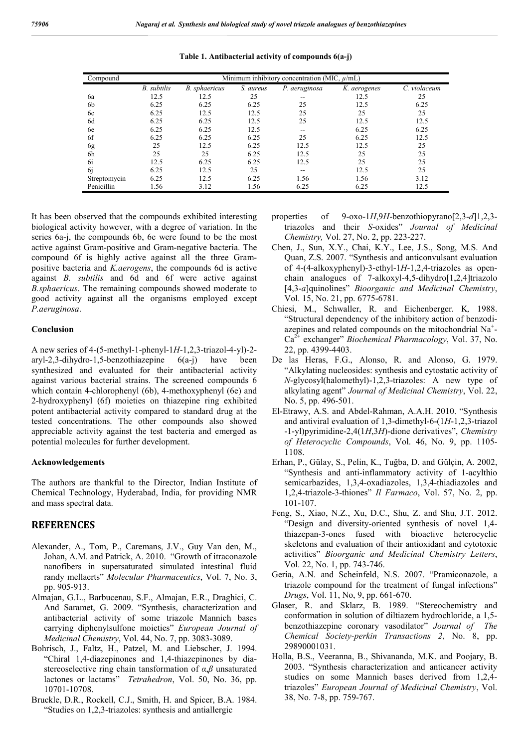**Table 1. Antibacterial activity of compounds 6(a-j)**

| Compound | Minimum inhibitory concentration (MIC, $\mu$/mL) | | | | | |
|---|---|---|---|---|---|---|
| | *B. subtilis* | *B. sphaericus* | *S. aureus* | *P. aeruginosa* | *K. aerogenes* | *C. violaceum* |
| 6a | 12.5 | 12.5 | 25 | -- | 12.5 | 25 |
| 6b | 6.25 | 6.25 | 6.25 | 25 | 12.5 | 6.25 |
| 6c | 6.25 | 12.5 | 12.5 | 25 | 25 | 25 |
| 6d | 6.25 | 6.25 | 12.5 | 25 | 12.5 | 12.5 |
| 6e | 6.25 | 6.25 | 12.5 | -- | 6.25 | 6.25 |
| 6f | 6.25 | 6.25 | 6.25 | 25 | 6.25 | 12.5 |
| 6g | 25 | 12.5 | 6.25 | 12.5 | 12.5 | 25 |
| 6h | 25 | 25 | 6.25 | 12.5 | 25 | 25 |
| 6i | 12.5 | 6.25 | 6.25 | 12.5 | 25 | 25 |
| 6j | 6.25 | 12.5 | 25 | -- | 12.5 | 25 |
| Streptomycin | 6.25 | 12.5 | 6.25 | 1.56 | 1.56 | 3.12 |
| Penicillin | 1.56 | 3.12 | 1.56 | 6.25 | 6.25 | 12.5 |

It has been observed that the compounds exhibited interesting biological activity however, with a degree of variation. In the series 6a-j, the compounds 6b, 6e were found to be the most active against Gram-positive and Gram-negative bacteria. The compound 6f is highly active against all the three Gram-positive bacteria and *K.aerogens*, the compounds 6d is active against *B. subtilis* and 6d and 6f were active against *B.sphaericus*. The remaining compounds showed moderate to good activity against all the organisms employed except *P.aeruginosa*.

### Conclusion

A new series of 4-(5-methyl-1-phenyl-1*H*-1,2,3-triazol-4-yl)-2-aryl-2,3-dihydro-1,5-benzothiazepine 6(a-j) have been synthesized and evaluated for their antibacterial activity against various bacterial strains. The screened compounds 6 which contain 4-chlorophenyl (6b), 4-methoxyphenyl (6e) and 2-hydroxyphenyl (6f) moieties on thiazepine ring exhibited potent antibacterial activity compared to standard drug at the tested concentrations. The other compounds also showed appreciable activity against the test bacteria and emerged as potential molecules for further development.

### Acknowledgements

The authors are thankful to the Director, Indian Institute of Chemical Technology, Hyderabad, India, for providing NMR and mass spectral data.

## REFERENCES

- Alexander, A., Tom, P., Caremans, J.V., Guy Van den, M., Johan, A.M. and Patrick, A. 2010. "Growth of itraconazole nanofibers in supersaturated simulated intestinal fluid randy mellaerts" *Molecular Pharmaceutics*, Vol. 7, No. 3, pp. 905-913.
- Almajan, G.L., Barbucenau, S.F., Almajan, E.R., Draghici, C. And Saramet, G. 2009. "Synthesis, characterization and antibacterial activity of some triazole Mannich bases carrying diphenylsulfone moieties" *European Journal of Medicinal Chemistry*, Vol. 44, No. 7, pp. 3083-3089.
- Bohrisch, J., Faltz, H., Patzel, M. and Liebscher, J. 1994. "Chiral 1,4-diazepinones and 1,4-thiazepinones by diastereoselective ring chain tansformation of $\alpha,\beta$ unsaturated lactones or lactams" *Tetrahedron*, Vol. 50, No. 36, pp. 10701-10708.
- Bruckle, D.R., Rockell, C.J., Smith, H. and Spicer, B.A. 1984. "Studies on 1,2,3-triazoles: synthesis and antiallergic properties of 9-oxo-1*H*,9*H*-benzothiopyrano[2,3-*d*]1,2,3-triazoles and their *S*-oxides" *Journal of Medicinal Chemistry,* Vol. 27, No. 2, pp. 223-227.
- Chen, J., Sun, X.Y., Chai, K.Y., Lee, J.S., Song, M.S. And Quan, Z.S. 2007. "Synthesis and anticonvulsant evaluation of 4-(4-alkoxyphenyl)-3-ethyl-1*H*-1,2,4-triazoles as open-chain analogues of 7-alkoxyl-4,5-dihydro[1,2,4]triazolo [4,3-*a*]quinolines" *Bioorganic and Medicinal Chemistry*, Vol. 15, No. 21, pp. 6775-6781.
- Chiesi, M., Schwaller, R. and Eichenberger. K, 1988. "Structural dependency of the inhibitory action of benzodiazepines and related compounds on the mitochondrial $Na^+$-$Ca^{2+}$ exchanger" *Biochemical Pharmacology*, Vol. 37, No. 22, pp. 4399-4403.
- De las Heras, F.G., Alonso, R. and Alonso, G. 1979. "Alkylating nucleosides: synthesis and cytostatic activity of *N*-glycosyl(halomethyl)-1,2,3-triazoles: A new type of alkylating agent" *Journal of Medicinal Chemistry*, Vol. 22, No. 5, pp. 496-501.
- El-Etrawy, A.S. and Abdel-Rahman, A.A.H. 2010. "Synthesis and antiviral evaluation of 1,3-dimethyl-6-(1*H*-1,2,3-triazol -1-yl)pyrimidine-2,4(1*H*,3*H*)-dione derivatives", *Chemistry of Heterocyclic Compounds*, Vol. 46, No. 9, pp. 1105-1108.
- Erhan, P., Gülay, S., Pelin, K., Tuğba, D. and Gülçin, A. 2002, "Synthesis and anti-inflammatory activity of 1-acylthio semicarbazides, 1,3,4-oxadiazoles, 1,3,4-thiadiazoles and 1,2,4-triazole-3-thiones" *Il Farmaco*, Vol. 57, No. 2, pp. 101-107.
- Feng, S., Xiao, N.Z., Xu, D.C., Shu, Z. and Shu, J.T. 2012. "Design and diversity-oriented synthesis of novel 1,4-thiazepan-3-ones fused with bioactive heterocyclic skeletons and evaluation of their antioxidant and cytotoxic activities" *Bioorganic and Medicinal Chemistry Letters*, Vol. 22, No. 1, pp. 743-746.
- Geria, A.N. and Scheinfeld, N.S. 2007. "Pramiconazole, a triazole compound for the treatment of fungal infections" *Drugs*, Vol. 11, No, 9, pp. 661-670.
- Glaser, R. and Sklarz, B. 1989. "Stereochemistry and conformation in solution of diltiazem hydrochloride, a 1,5-benzothiazepine coronary vasodilator" *Journal of The Chemical Society-perkin Transactions 2*, No. 8, pp. 29890001031.
- Holla, B.S., Veeranna, B., Shivananda, M.K. and Poojary, B. 2003. "Synthesis characterization and anticancer activity studies on some Mannich bases derived from 1,2,4-triazoles" *European Journal of Medicinal Chemistry*, Vol. 38, No. 7-8, pp. 759-767.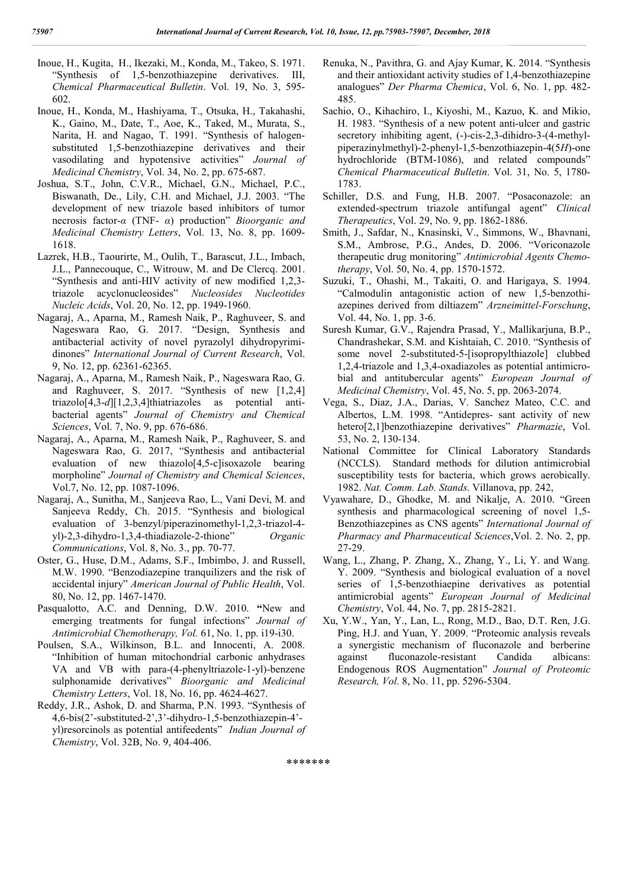Inoue, H., Kugita, H., Ikezaki, M., Konda, M., Takeo, S. 1971. "Synthesis of 1,5-benzothiazepine derivatives. III, *Chemical Pharmaceutical Bulletin*. Vol. 19, No. 3, 595-602.

Inoue, H., Konda, M., Hashiyama, T., Otsuka, H., Takahashi, K., Gaino, M., Date, T., Aoe, K., Taked, M., Murata, S., Narita, H. and Nagao, T. 1991. "Synthesis of halogen-substituted 1,5-benzothiazepine derivatives and their vasodilating and hypotensive activities" *Journal of Medicinal Chemistry*, Vol. 34, No. 2, pp. 675-687.

Joshua, S.T., John, C.V.R., Michael, G.N., Michael, P.C., Biswanath, De., Lily, C.H. and Michael, J.J. 2003. "The development of new triazole based inhibitors of tumor necrosis factor-*α* (TNF- *α*) production" *Bioorganic and Medicinal Chemistry Letters*, Vol. 13, No. 8, pp. 1609-1618.

Lazrek, H.B., Taourirte, M., Oulih, T., Barascut, J.L., Imbach, J.L., Pannecouque, C., Witrouw, M. and De Clercq. 2001. "Synthesis and anti-HIV activity of new modified 1,2,3-triazole acyclonucleosides" *Nucleosides Nucleotides Nucleic Acids*, Vol. 20, No. 12, pp. 1949-1960.

Nagaraj, A., Aparna, M., Ramesh Naik, P., Raghuveer, S. and Nageswara Rao, G. 2017. "Design, Synthesis and antibacterial activity of novel pyrazolyl dihydropyrimidinones" *International Journal of Current Research*, Vol. 9, No. 12, pp. 62361-62365.

Nagaraj, A., Aparna, M., Ramesh Naik, P., Nageswara Rao, G. and Raghuveer, S. 2017. "Synthesis of new [1,2,4] triazolo[4,3-*d*][1,2,3,4]thiatriazoles as potential antibacterial agents" *Journal of Chemistry and Chemical Sciences*, Vol. 7, No. 9, pp. 676-686.

Nagaraj, A., Aparna, M., Ramesh Naik, P., Raghuveer, S. and Nageswara Rao, G. 2017, "Synthesis and antibacterial evaluation of new thiazolo[4,5-c]isoxazole bearing morpholine" *Journal of Chemistry and Chemical Sciences*, Vol.7, No. 12, pp. 1087-1096.

Nagaraj, A., Sunitha, M., Sanjeeva Rao, L., Vani Devi, M. and Sanjeeva Reddy, Ch. 2015. "Synthesis and biological evaluation of 3-benzyl/piperazinomethyl-1,2,3-triazol-4-yl)-2,3-dihydro-1,3,4-thiadiazole-2-thione" *Organic Communications*, Vol. 8, No. 3., pp. 70-77.

Oster, G., Huse, D.M., Adams, S.F., Imbimbo, J. and Russell, M.W. 1990. "Benzodiazepine tranquilizers and the risk of accidental injury" *American Journal of Public Health*, Vol. 80, No. 12, pp. 1467-1470.

Pasqualotto, A.C. and Denning, D.W. 2010. "New and emerging treatments for fungal infections" *Journal of Antimicrobial Chemotherapy, Vol.* 61, No. 1, pp. i19-i30.

Poulsen, S.A., Wilkinson, B.L. and Innocenti, A. 2008. "Inhibition of human mitochondrial carbonic anhydrases VA and VB with para-(4-phenyltriazole-1-yl)-benzene sulphonamide derivatives" *Bioorganic and Medicinal Chemistry Letters*, Vol. 18, No. 16, pp. 4624-4627.

Reddy, J.R., Ashok, D. and Sharma, P.N. 1993. "Synthesis of 4,6-bis(2'-substituted-2',3'-dihydro-1,5-benzothiazepin-4'-yl)resorcinols as potential antifeedents" *Indian Journal of Chemistry*, Vol. 32B, No. 9, 404-406.

Renuka, N., Pavithra, G. and Ajay Kumar, K. 2014. "Synthesis and their antioxidant activity studies of 1,4-benzothiazepine analogues" *Der Pharma Chemica*, Vol. 6, No. 1, pp. 482-485.

Sachio, O., Kihachiro, I., Kiyoshi, M., Kazuo, K. and Mikio, H. 1983. "Synthesis of a new potent anti-ulcer and gastric secretory inhibiting agent, (-)-cis-2,3-dihidro-3-(4-methyl-piperazinylmethyl)-2-phenyl-1,5-benzothiazepin-4(5*H*)-one hydrochloride (BTM-1086), and related compounds" *Chemical Pharmaceutical Bulletin*. Vol. 31, No. 5, 1780-1783.

Schiller, D.S. and Fung, H.B. 2007. "Posaconazole: an extended-spectrum triazole antifungal agent" *Clinical Therapeutics*, Vol. 29, No. 9, pp. 1862-1886.

Smith, J., Safdar, N., Knasinski, V., Simmons, W., Bhavnani, S.M., Ambrose, P.G., Andes, D. 2006. "Voriconazole therapeutic drug monitoring" *Antimicrobial Agents Chemotherapy*, Vol. 50, No. 4, pp. 1570-1572.

Suzuki, T., Ohashi, M., Takaiti, O. and Harigaya, S. 1994. "Calmodulin antagonistic action of new 1,5-benzothiazepines derived from diltiazem" *Arzneimittel-Forschung*, Vol. 44, No. 1, pp. 3-6.

Suresh Kumar, G.V., Rajendra Prasad, Y., Mallikarjuna, B.P., Chandrashekar, S.M. and Kishtaiah, C. 2010. "Synthesis of some novel 2-substituted-5-[isopropylthiazole] clubbed 1,2,4-triazole and 1,3,4-oxadiazoles as potential antimicrobial and antitubercular agents" *European Journal of Medicinal Chemistry*, Vol. 45, No. 5, pp. 2063-2074.

Vega, S., Diaz, J.A., Darias, V. Sanchez Mateo, C.C. and Albertos, L.M. 1998. "Antidepres- sant activity of new hetero[2,1]benzothiazepine derivatives" *Pharmazie*, Vol. 53, No. 2, 130-134.

National Committee for Clinical Laboratory Standards (NCCLS). Standard methods for dilution antimicrobial susceptibility tests for bacteria, which grows aerobically. 1982. *Nat. Comm. Lab. Stands*. Villanova, pp. 242,

Vyawahare, D., Ghodke, M. and Nikalje, A. 2010. "Green synthesis and pharmacological screening of novel 1,5-Benzothiazepines as CNS agents" *International Journal of Pharmacy and Pharmaceutical Sciences*,Vol. 2. No. 2, pp. 27-29.

Wang, L., Zhang, P. Zhang, X., Zhang, Y., Li, Y. and Wang. Y. 2009. "Synthesis and biological evaluation of a novel series of 1,5-benzothiaepine derivatives as potential antimicrobial agents" *European Journal of Medicinal Chemistry*, Vol. 44, No. 7, pp. 2815-2821.

Xu, Y.W., Yan, Y., Lan, L., Rong, M.D., Bao, D.T. Ren, J.G. Ping, H.J. and Yuan, Y. 2009. "Proteomic analysis reveals a synergistic mechanism of fluconazole and berberine against fluconazole-resistant Candida albicans: Endogenous ROS Augmentation" *Journal of Proteomic Research, Vol.* 8, No. 11, pp. 5296-5304.

\*\*\*\*\*\*\*